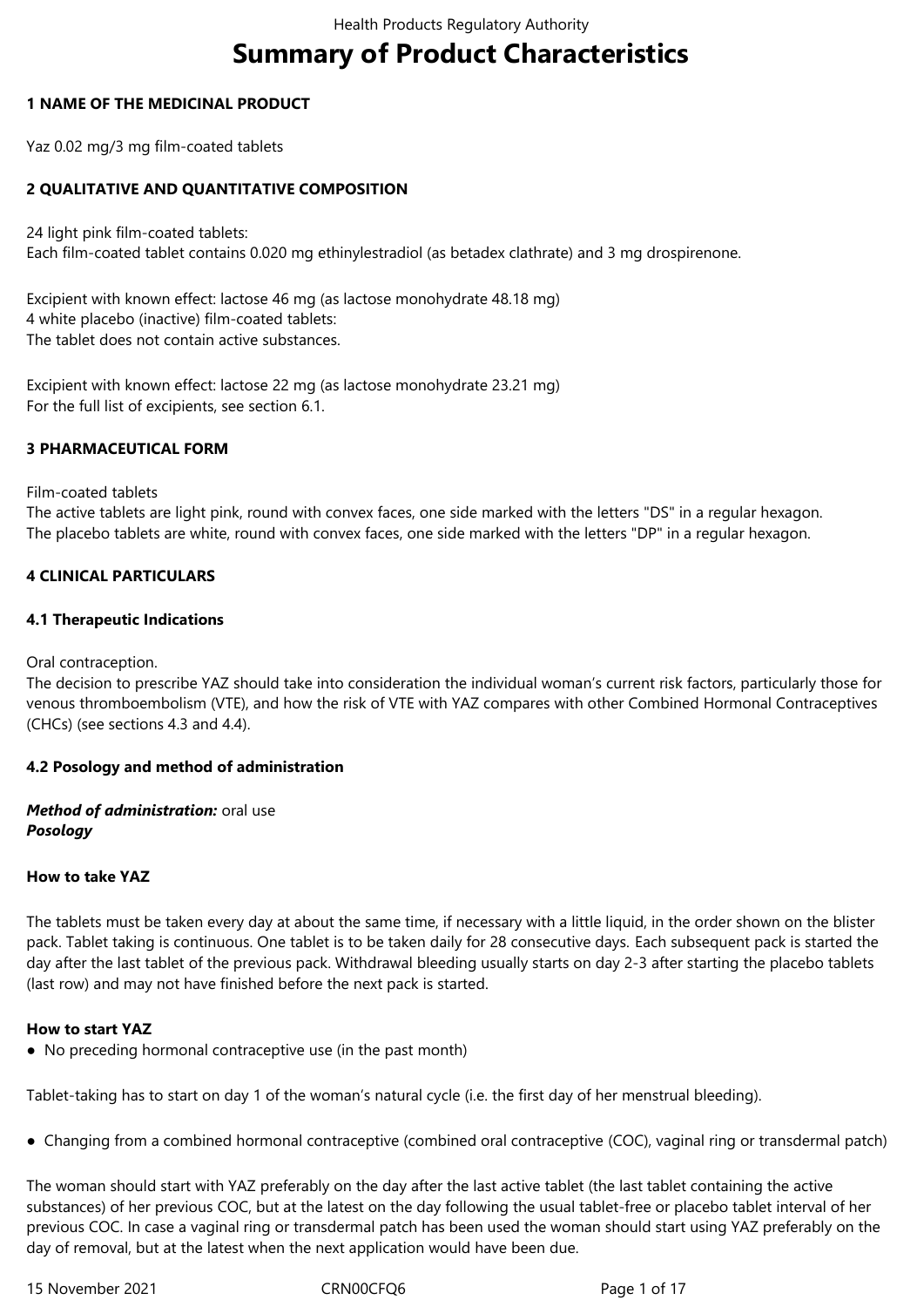# Summary of Product Characteristics

## 1 NAME OF THE MEDICINAL PRODUCT

Yaz 0.02 mg/3 mg film-coated tablets

## 2 QUALITATIVE AND QUANTITATIVE COMPOSITION

24 light pink film-coated tablets:
Each film-coated tablet contains 0.020 mg ethinylestradiol (as betadex clathrate) and 3 mg drospirenone.

Excipient with known effect: lactose 46 mg (as lactose monohydrate 48.18 mg)
4 white placebo (inactive) film-coated tablets:
The tablet does not contain active substances.

Excipient with known effect: lactose 22 mg (as lactose monohydrate 23.21 mg)
For the full list of excipients, see section 6.1.

## 3 PHARMACEUTICAL FORM

Film-coated tablets
The active tablets are light pink, round with convex faces, one side marked with the letters "DS" in a regular hexagon.
The placebo tablets are white, round with convex faces, one side marked with the letters "DP" in a regular hexagon.

## 4 CLINICAL PARTICULARS

### 4.1 Therapeutic Indications

Oral contraception.
The decision to prescribe YAZ should take into consideration the individual woman's current risk factors, particularly those for venous thromboembolism (VTE), and how the risk of VTE with YAZ compares with other Combined Hormonal Contraceptives (CHCs) (see sections 4.3 and 4.4).

### 4.2 Posology and method of administration

***Method of administration:*** oral use
***Posology***

**How to take YAZ**

The tablets must be taken every day at about the same time, if necessary with a little liquid, in the order shown on the blister pack. Tablet taking is continuous. One tablet is to be taken daily for 28 consecutive days. Each subsequent pack is started the day after the last tablet of the previous pack. Withdrawal bleeding usually starts on day 2-3 after starting the placebo tablets (last row) and may not have finished before the next pack is started.

**How to start YAZ**

- No preceding hormonal contraceptive use (in the past month)

Tablet-taking has to start on day 1 of the woman's natural cycle (i.e. the first day of her menstrual bleeding).

- Changing from a combined hormonal contraceptive (combined oral contraceptive (COC), vaginal ring or transdermal patch)

The woman should start with YAZ preferably on the day after the last active tablet (the last tablet containing the active substances) of her previous COC, but at the latest on the day following the usual tablet-free or placebo tablet interval of her previous COC. In case a vaginal ring or transdermal patch has been used the woman should start using YAZ preferably on the day of removal, but at the latest when the next application would have been due.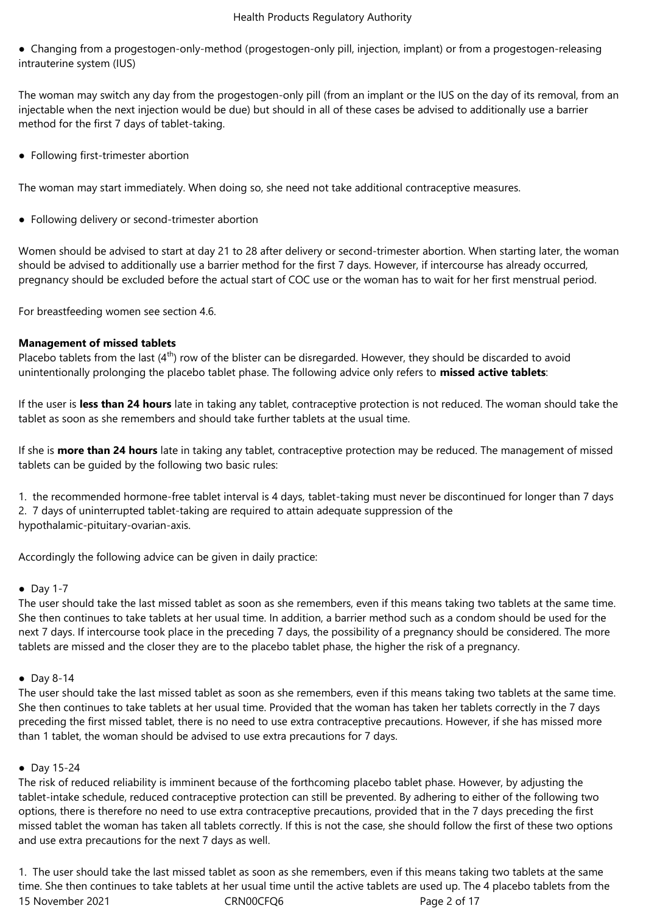● Changing from a progestogen-only-method (progestogen-only pill, injection, implant) or from a progestogen-releasing intrauterine system (IUS)

The woman may switch any day from the progestogen-only pill (from an implant or the IUS on the day of its removal, from an injectable when the next injection would be due) but should in all of these cases be advised to additionally use a barrier method for the first 7 days of tablet-taking.

● Following first-trimester abortion

The woman may start immediately. When doing so, she need not take additional contraceptive measures.

● Following delivery or second-trimester abortion

Women should be advised to start at day 21 to 28 after delivery or second-trimester abortion. When starting later, the woman should be advised to additionally use a barrier method for the first 7 days. However, if intercourse has already occurred, pregnancy should be excluded before the actual start of COC use or the woman has to wait for her first menstrual period.

For breastfeeding women see section 4.6.

**Management of missed tablets**

Placebo tablets from the last (4$^{th}$) row of the blister can be disregarded. However, they should be discarded to avoid unintentionally prolonging the placebo tablet phase. The following advice only refers to **missed active tablets**:

If the user is **less than 24 hours** late in taking any tablet, contraceptive protection is not reduced. The woman should take the tablet as soon as she remembers and should take further tablets at the usual time.

If she is **more than 24 hours** late in taking any tablet, contraceptive protection may be reduced. The management of missed tablets can be guided by the following two basic rules:

1. the recommended hormone-free tablet interval is 4 days, tablet-taking must never be discontinued for longer than 7 days
2. 7 days of uninterrupted tablet-taking are required to attain adequate suppression of the hypothalamic-pituitary-ovarian-axis.

Accordingly the following advice can be given in daily practice:

● Day 1-7

The user should take the last missed tablet as soon as she remembers, even if this means taking two tablets at the same time. She then continues to take tablets at her usual time. In addition, a barrier method such as a condom should be used for the next 7 days. If intercourse took place in the preceding 7 days, the possibility of a pregnancy should be considered. The more tablets are missed and the closer they are to the placebo tablet phase, the higher the risk of a pregnancy.

● Day 8-14

The user should take the last missed tablet as soon as she remembers, even if this means taking two tablets at the same time. She then continues to take tablets at her usual time. Provided that the woman has taken her tablets correctly in the 7 days preceding the first missed tablet, there is no need to use extra contraceptive precautions. However, if she has missed more than 1 tablet, the woman should be advised to use extra precautions for 7 days.

● Day 15-24

The risk of reduced reliability is imminent because of the forthcoming placebo tablet phase. However, by adjusting the tablet-intake schedule, reduced contraceptive protection can still be prevented. By adhering to either of the following two options, there is therefore no need to use extra contraceptive precautions, provided that in the 7 days preceding the first missed tablet the woman has taken all tablets correctly. If this is not the case, she should follow the first of these two options and use extra precautions for the next 7 days as well.

1. The user should take the last missed tablet as soon as she remembers, even if this means taking two tablets at the same time. She then continues to take tablets at her usual time until the active tablets are used up. The 4 placebo tablets from the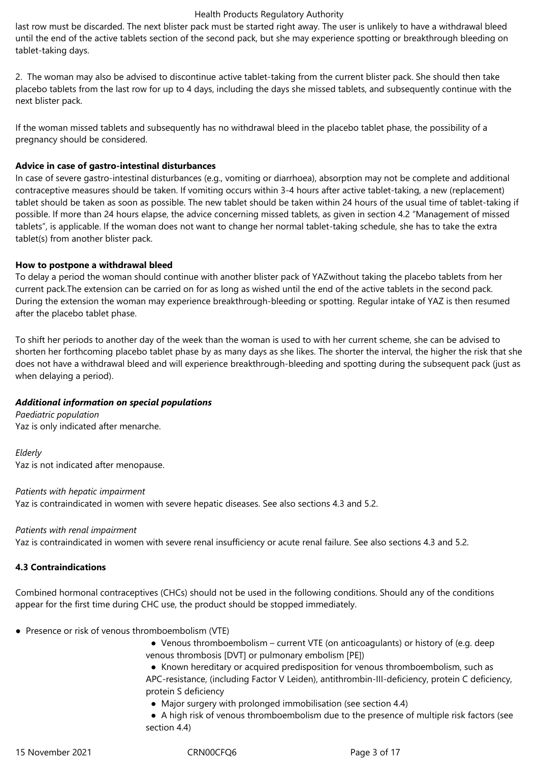last row must be discarded. The next blister pack must be started right away. The user is unlikely to have a withdrawal bleed until the end of the active tablets section of the second pack, but she may experience spotting or breakthrough bleeding on tablet-taking days.

2. The woman may also be advised to discontinue active tablet-taking from the current blister pack. She should then take placebo tablets from the last row for up to 4 days, including the days she missed tablets, and subsequently continue with the next blister pack.

If the woman missed tablets and subsequently has no withdrawal bleed in the placebo tablet phase, the possibility of a pregnancy should be considered.

**Advice in case of gastro-intestinal disturbances**

In case of severe gastro-intestinal disturbances (e.g., vomiting or diarrhoea), absorption may not be complete and additional contraceptive measures should be taken. If vomiting occurs within 3-4 hours after active tablet-taking, a new (replacement) tablet should be taken as soon as possible. The new tablet should be taken within 24 hours of the usual time of tablet-taking if possible. If more than 24 hours elapse, the advice concerning missed tablets, as given in section 4.2 "Management of missed tablets", is applicable. If the woman does not want to change her normal tablet-taking schedule, she has to take the extra tablet(s) from another blister pack.

**How to postpone a withdrawal bleed**

To delay a period the woman should continue with another blister pack of YAZwithout taking the placebo tablets from her current pack.The extension can be carried on for as long as wished until the end of the active tablets in the second pack. During the extension the woman may experience breakthrough-bleeding or spotting. Regular intake of YAZ is then resumed after the placebo tablet phase.

To shift her periods to another day of the week than the woman is used to with her current scheme, she can be advised to shorten her forthcoming placebo tablet phase by as many days as she likes. The shorter the interval, the higher the risk that she does not have a withdrawal bleed and will experience breakthrough-bleeding and spotting during the subsequent pack (just as when delaying a period).

***Additional information on special populations***

*Paediatric population*

Yaz is only indicated after menarche.

*Elderly*

Yaz is not indicated after menopause.

*Patients with hepatic impairment*

Yaz is contraindicated in women with severe hepatic diseases. See also sections 4.3 and 5.2.

*Patients with renal impairment*

Yaz is contraindicated in women with severe renal insufficiency or acute renal failure. See also sections 4.3 and 5.2.

**4.3 Contraindications**

Combined hormonal contraceptives (CHCs) should not be used in the following conditions. Should any of the conditions appear for the first time during CHC use, the product should be stopped immediately.

- Presence or risk of venous thromboembolism (VTE)
  - Venous thromboembolism – current VTE (on anticoagulants) or history of (e.g. deep venous thrombosis [DVT] or pulmonary embolism [PE])
  - Known hereditary or acquired predisposition for venous thromboembolism, such as APC-resistance, (including Factor V Leiden), antithrombin-III-deficiency, protein C deficiency, protein S deficiency
  - Major surgery with prolonged immobilisation (see section 4.4)
  - A high risk of venous thromboembolism due to the presence of multiple risk factors (see section 4.4)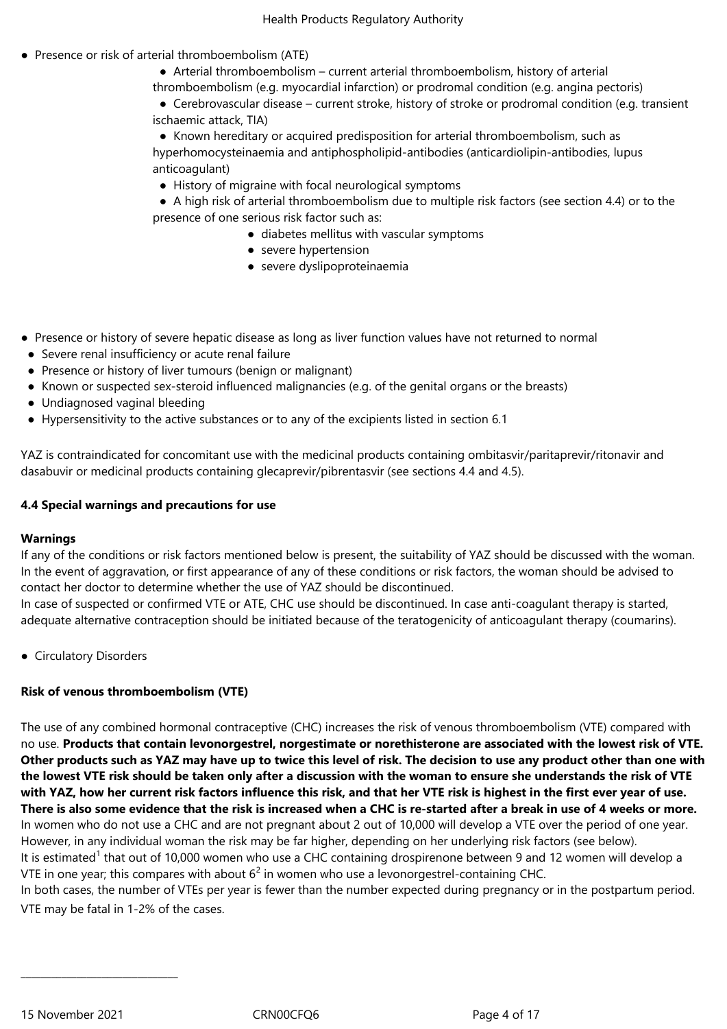- Presence or risk of arterial thromboembolism (ATE)
    - Arterial thromboembolism – current arterial thromboembolism, history of arterial thromboembolism (e.g. myocardial infarction) or prodromal condition (e.g. angina pectoris)
    - Cerebrovascular disease – current stroke, history of stroke or prodromal condition (e.g. transient ischaemic attack, TIA)
    - Known hereditary or acquired predisposition for arterial thromboembolism, such as hyperhomocysteinaemia and antiphospholipid-antibodies (anticardiolipin-antibodies, lupus anticoagulant)
    - History of migraine with focal neurological symptoms
    - A high risk of arterial thromboembolism due to multiple risk factors (see section 4.4) or to the presence of one serious risk factor such as:
        - diabetes mellitus with vascular symptoms
        - severe hypertension
        - severe dyslipoproteinaemia

- Presence or history of severe hepatic disease as long as liver function values have not returned to normal
- Severe renal insufficiency or acute renal failure
- Presence or history of liver tumours (benign or malignant)
- Known or suspected sex-steroid influenced malignancies (e.g. of the genital organs or the breasts)
- Undiagnosed vaginal bleeding
- Hypersensitivity to the active substances or to any of the excipients listed in section 6.1

YAZ is contraindicated for concomitant use with the medicinal products containing ombitasvir/paritaprevir/ritonavir and dasabuvir or medicinal products containing glecaprevir/pibrentasvir (see sections 4.4 and 4.5).

### 4.4 Special warnings and precautions for use

**Warnings**

If any of the conditions or risk factors mentioned below is present, the suitability of YAZ should be discussed with the woman. In the event of aggravation, or first appearance of any of these conditions or risk factors, the woman should be advised to contact her doctor to determine whether the use of YAZ should be discontinued.

In case of suspected or confirmed VTE or ATE, CHC use should be discontinued. In case anti-coagulant therapy is started, adequate alternative contraception should be initiated because of the teratogenicity of anticoagulant therapy (coumarins).

- Circulatory Disorders

**Risk of venous thromboembolism (VTE)**

The use of any combined hormonal contraceptive (CHC) increases the risk of venous thromboembolism (VTE) compared with no use. **Products that contain levonorgestrel, norgestimate or norethisterone are associated with the lowest risk of VTE. Other products such as YAZ may have up to twice this level of risk. The decision to use any product other than one with the lowest VTE risk should be taken only after a discussion with the woman to ensure she understands the risk of VTE with YAZ, how her current risk factors influence this risk, and that her VTE risk is highest in the first ever year of use. There is also some evidence that the risk is increased when a CHC is re-started after a break in use of 4 weeks or more.**

In women who do not use a CHC and are not pregnant about 2 out of 10,000 will develop a VTE over the period of one year. However, in any individual woman the risk may be far higher, depending on her underlying risk factors (see below).

It is estimated[1] that out of 10,000 women who use a CHC containing drospirenone between 9 and 12 women will develop a VTE in one year; this compares with about 6[2] in women who use a levonorgestrel-containing CHC.

In both cases, the number of VTEs per year is fewer than the number expected during pregnancy or in the postpartum period.

VTE may be fatal in 1-2% of the cases.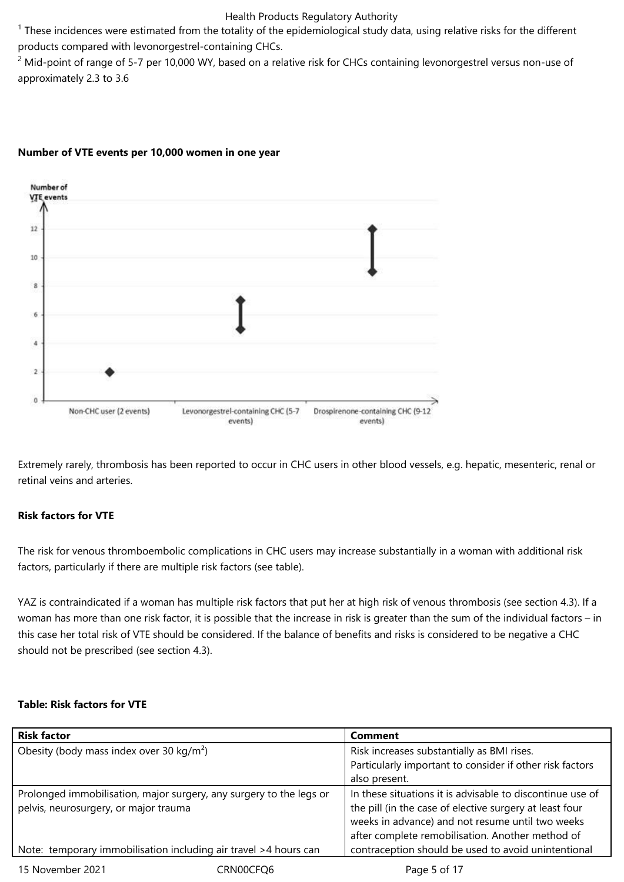[1] These incidences were estimated from the totality of the epidemiological study data, using relative risks for the different products compared with levonorgestrel-containing CHCs.

[2] Mid-point of range of 5-7 per 10,000 WY, based on a relative risk for CHCs containing levonorgestrel versus non-use of approximately 2.3 to 3.6

**Number of VTE events per 10,000 women in one year**

Extremely rarely, thrombosis has been reported to occur in CHC users in other blood vessels, e.g. hepatic, mesenteric, renal or retinal veins and arteries.

**Risk factors for VTE**

The risk for venous thromboembolic complications in CHC users may increase substantially in a woman with additional risk factors, particularly if there are multiple risk factors (see table).

YAZ is contraindicated if a woman has multiple risk factors that put her at high risk of venous thrombosis (see section 4.3). If a woman has more than one risk factor, it is possible that the increase in risk is greater than the sum of the individual factors – in this case her total risk of VTE should be considered. If the balance of benefits and risks is considered to be negative a CHC should not be prescribed (see section 4.3).

**Table: Risk factors for VTE**

| Risk factor | Comment |
|---|---|
| Obesity (body mass index over 30 kg/m²) | Risk increases substantially as BMI rises. Particularly important to consider if other risk factors also present. |
| Prolonged immobilisation, major surgery, any surgery to the legs or pelvis, neurosurgery, or major trauma<br><br>Note: temporary immobilisation including air travel >4 hours can | In these situations it is advisable to discontinue use of the pill (in the case of elective surgery at least four weeks in advance) and not resume until two weeks after complete remobilisation. Another method of contraception should be used to avoid unintentional |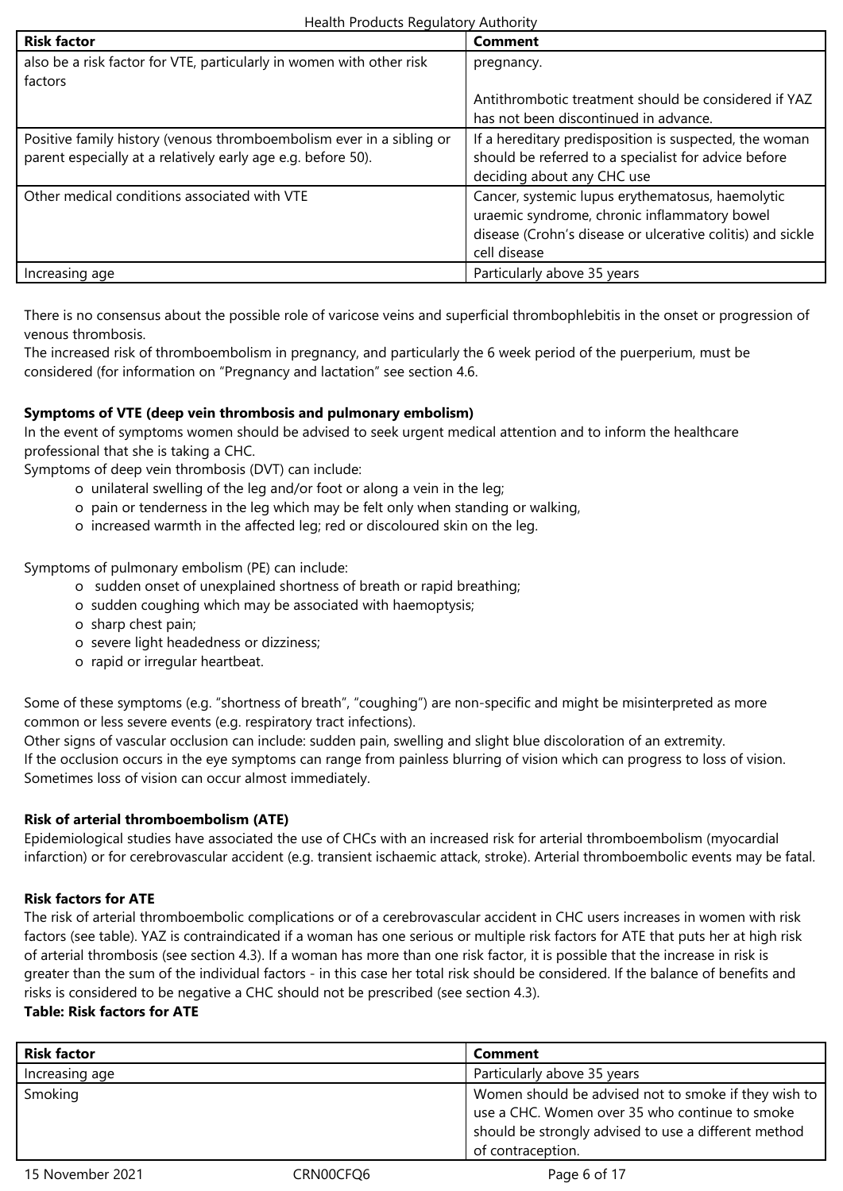| Risk factor | Comment |
| --- | --- |
| also be a risk factor for VTE, particularly in women with other risk factors | pregnancy.<br><br>Antithrombotic treatment should be considered if YAZ has not been discontinued in advance. |
| Positive family history (venous thromboembolism ever in a sibling or parent especially at a relatively early age e.g. before 50). | If a hereditary predisposition is suspected, the woman should be referred to a specialist for advice before deciding about any CHC use |
| Other medical conditions associated with VTE | Cancer, systemic lupus erythematosus, haemolytic uraemic syndrome, chronic inflammatory bowel disease (Crohn's disease or ulcerative colitis) and sickle cell disease |
| Increasing age | Particularly above 35 years |

There is no consensus about the possible role of varicose veins and superficial thrombophlebitis in the onset or progression of venous thrombosis.
The increased risk of thromboembolism in pregnancy, and particularly the 6 week period of the puerperium, must be considered (for information on "Pregnancy and lactation" see section 4.6.

**Symptoms of VTE (deep vein thrombosis and pulmonary embolism)**
In the event of symptoms women should be advised to seek urgent medical attention and to inform the healthcare professional that she is taking a CHC.
Symptoms of deep vein thrombosis (DVT) can include:

- unilateral swelling of the leg and/or foot or along a vein in the leg;
- pain or tenderness in the leg which may be felt only when standing or walking,
- increased warmth in the affected leg; red or discoloured skin on the leg.

Symptoms of pulmonary embolism (PE) can include:

- sudden onset of unexplained shortness of breath or rapid breathing;
- sudden coughing which may be associated with haemoptysis;
- sharp chest pain;
- severe light headedness or dizziness;
- rapid or irregular heartbeat.

Some of these symptoms (e.g. "shortness of breath", "coughing") are non-specific and might be misinterpreted as more common or less severe events (e.g. respiratory tract infections).
Other signs of vascular occlusion can include: sudden pain, swelling and slight blue discoloration of an extremity.
If the occlusion occurs in the eye symptoms can range from painless blurring of vision which can progress to loss of vision. Sometimes loss of vision can occur almost immediately.

**Risk of arterial thromboembolism (ATE)**
Epidemiological studies have associated the use of CHCs with an increased risk for arterial thromboembolism (myocardial infarction) or for cerebrovascular accident (e.g. transient ischaemic attack, stroke). Arterial thromboembolic events may be fatal.

**Risk factors for ATE**
The risk of arterial thromboembolic complications or of a cerebrovascular accident in CHC users increases in women with risk factors (see table). YAZ is contraindicated if a woman has one serious or multiple risk factors for ATE that puts her at high risk of arterial thrombosis (see section 4.3). If a woman has more than one risk factor, it is possible that the increase in risk is greater than the sum of the individual factors - in this case her total risk should be considered. If the balance of benefits and risks is considered to be negative a CHC should not be prescribed (see section 4.3).
**Table: Risk factors for ATE**

| Risk factor | Comment |
| --- | --- |
| Increasing age | Particularly above 35 years |
| Smoking | Women should be advised not to smoke if they wish to use a CHC. Women over 35 who continue to smoke should be strongly advised to use a different method of contraception. |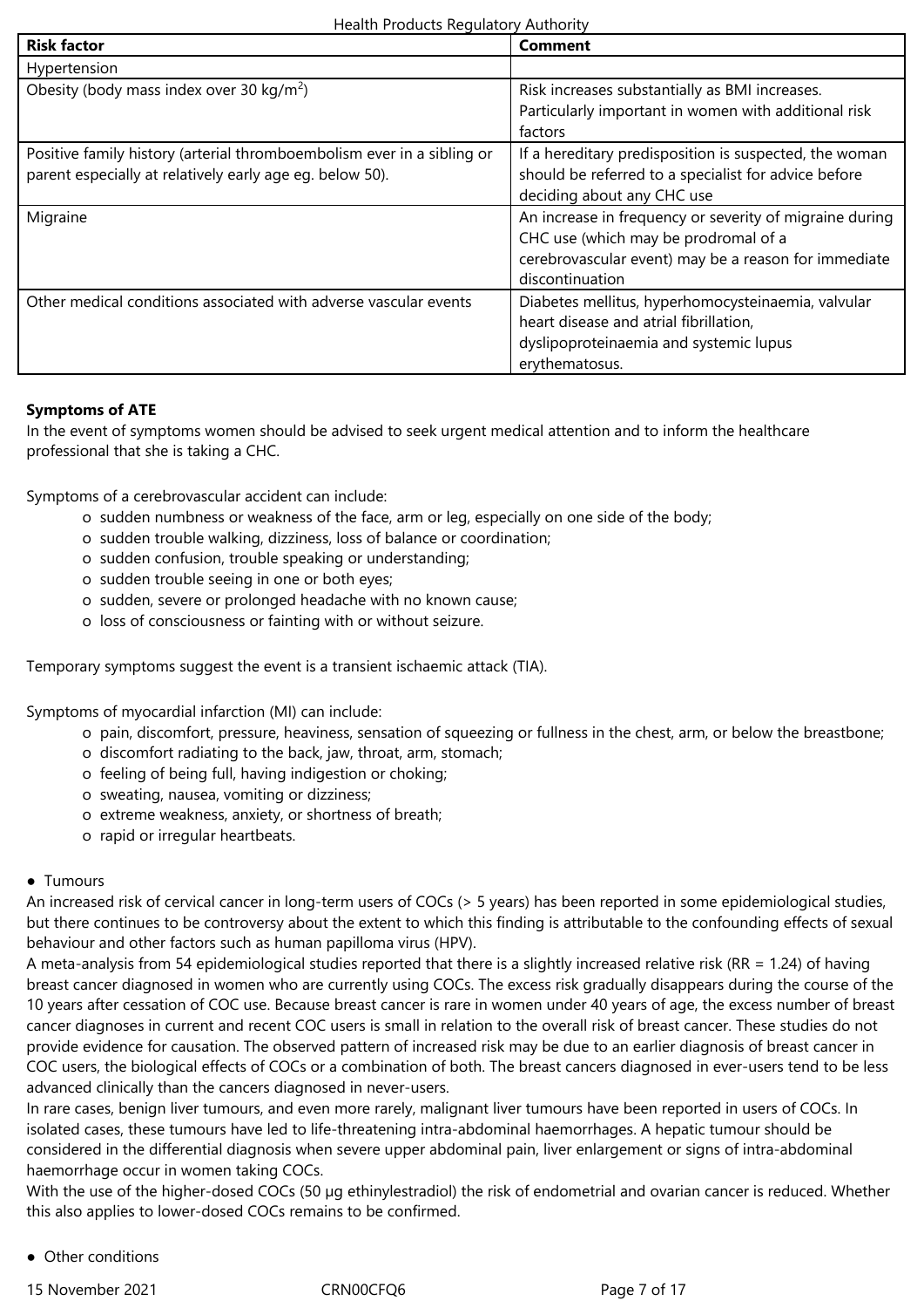| Risk factor | Comment |
|---|---|
| Hypertension | |
| Obesity (body mass index over 30 kg/m$^2$) | Risk increases substantially as BMI increases. Particularly important in women with additional risk factors |
| Positive family history (arterial thromboembolism ever in a sibling or parent especially at relatively early age eg. below 50). | If a hereditary predisposition is suspected, the woman should be referred to a specialist for advice before deciding about any CHC use |
| Migraine | An increase in frequency or severity of migraine during CHC use (which may be prodromal of a cerebrovascular event) may be a reason for immediate discontinuation |
| Other medical conditions associated with adverse vascular events | Diabetes mellitus, hyperhomocysteinaemia, valvular heart disease and atrial fibrillation, dyslipoproteinaemia and systemic lupus erythematosus. |

**Symptoms of ATE**

In the event of symptoms women should be advised to seek urgent medical attention and to inform the healthcare professional that she is taking a CHC.

Symptoms of a cerebrovascular accident can include:

- sudden numbness or weakness of the face, arm or leg, especially on one side of the body;
- sudden trouble walking, dizziness, loss of balance or coordination;
- sudden confusion, trouble speaking or understanding;
- sudden trouble seeing in one or both eyes;
- sudden, severe or prolonged headache with no known cause;
- loss of consciousness or fainting with or without seizure.

Temporary symptoms suggest the event is a transient ischaemic attack (TIA).

Symptoms of myocardial infarction (MI) can include:

- pain, discomfort, pressure, heaviness, sensation of squeezing or fullness in the chest, arm, or below the breastbone;
- discomfort radiating to the back, jaw, throat, arm, stomach;
- feeling of being full, having indigestion or choking;
- sweating, nausea, vomiting or dizziness;
- extreme weakness, anxiety, or shortness of breath;
- rapid or irregular heartbeats.

- Tumours

An increased risk of cervical cancer in long-term users of COCs (> 5 years) has been reported in some epidemiological studies, but there continues to be controversy about the extent to which this finding is attributable to the confounding effects of sexual behaviour and other factors such as human papilloma virus (HPV).

A meta-analysis from 54 epidemiological studies reported that there is a slightly increased relative risk (RR = 1.24) of having breast cancer diagnosed in women who are currently using COCs. The excess risk gradually disappears during the course of the 10 years after cessation of COC use. Because breast cancer is rare in women under 40 years of age, the excess number of breast cancer diagnoses in current and recent COC users is small in relation to the overall risk of breast cancer. These studies do not provide evidence for causation. The observed pattern of increased risk may be due to an earlier diagnosis of breast cancer in COC users, the biological effects of COCs or a combination of both. The breast cancers diagnosed in ever-users tend to be less advanced clinically than the cancers diagnosed in never-users.

In rare cases, benign liver tumours, and even more rarely, malignant liver tumours have been reported in users of COCs. In isolated cases, these tumours have led to life-threatening intra-abdominal haemorrhages. A hepatic tumour should be considered in the differential diagnosis when severe upper abdominal pain, liver enlargement or signs of intra-abdominal haemorrhage occur in women taking COCs.

With the use of the higher-dosed COCs (50 µg ethinylestradiol) the risk of endometrial and ovarian cancer is reduced. Whether this also applies to lower-dosed COCs remains to be confirmed.

- Other conditions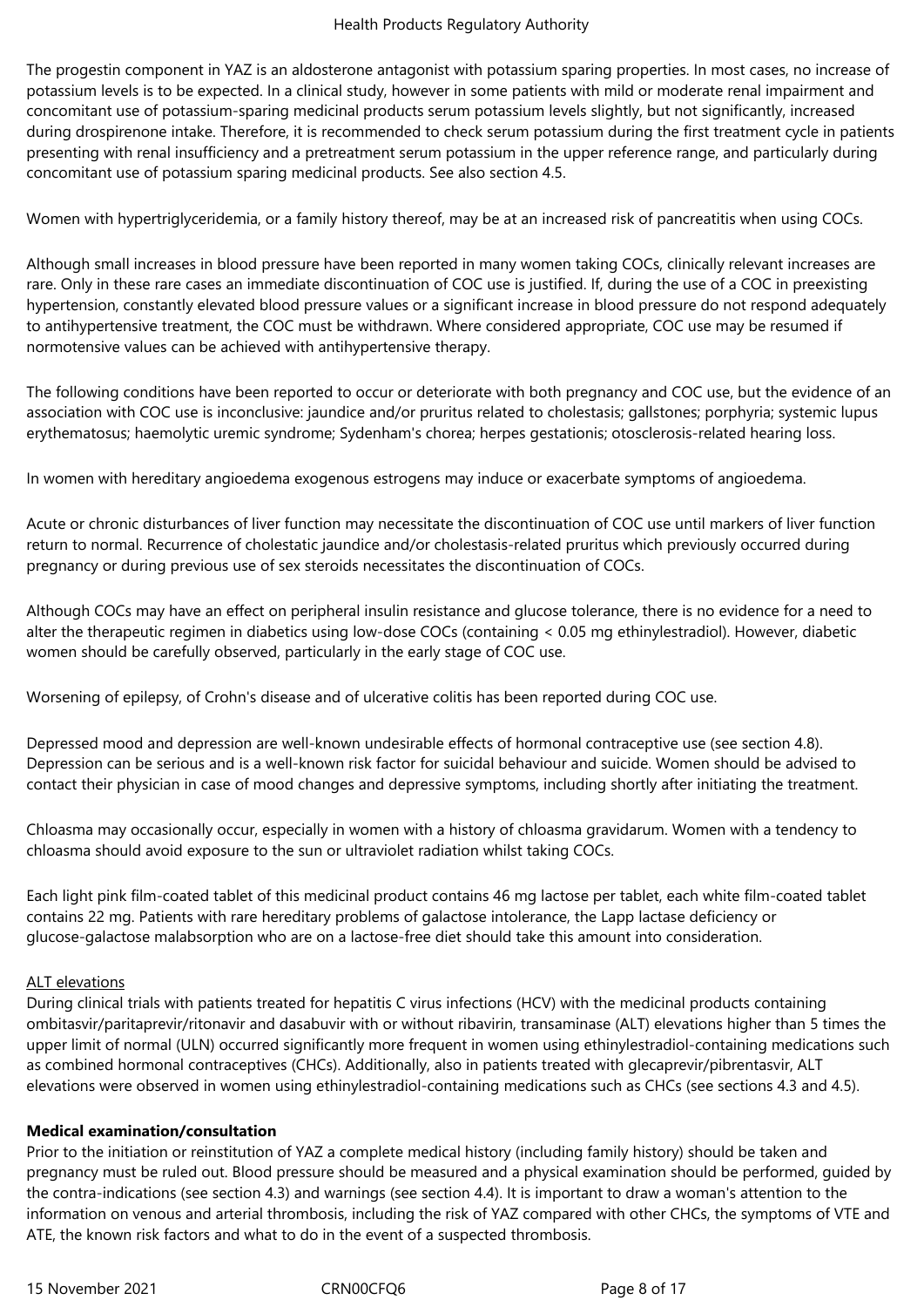The progestin component in YAZ is an aldosterone antagonist with potassium sparing properties. In most cases, no increase of potassium levels is to be expected. In a clinical study, however in some patients with mild or moderate renal impairment and concomitant use of potassium-sparing medicinal products serum potassium levels slightly, but not significantly, increased during drospirenone intake. Therefore, it is recommended to check serum potassium during the first treatment cycle in patients presenting with renal insufficiency and a pretreatment serum potassium in the upper reference range, and particularly during concomitant use of potassium sparing medicinal products. See also section 4.5.

Women with hypertriglyceridemia, or a family history thereof, may be at an increased risk of pancreatitis when using COCs.

Although small increases in blood pressure have been reported in many women taking COCs, clinically relevant increases are rare. Only in these rare cases an immediate discontinuation of COC use is justified. If, during the use of a COC in preexisting hypertension, constantly elevated blood pressure values or a significant increase in blood pressure do not respond adequately to antihypertensive treatment, the COC must be withdrawn. Where considered appropriate, COC use may be resumed if normotensive values can be achieved with antihypertensive therapy.

The following conditions have been reported to occur or deteriorate with both pregnancy and COC use, but the evidence of an association with COC use is inconclusive: jaundice and/or pruritus related to cholestasis; gallstones; porphyria; systemic lupus erythematosus; haemolytic uremic syndrome; Sydenham's chorea; herpes gestationis; otosclerosis-related hearing loss.

In women with hereditary angioedema exogenous estrogens may induce or exacerbate symptoms of angioedema.

Acute or chronic disturbances of liver function may necessitate the discontinuation of COC use until markers of liver function return to normal. Recurrence of cholestatic jaundice and/or cholestasis-related pruritus which previously occurred during pregnancy or during previous use of sex steroids necessitates the discontinuation of COCs.

Although COCs may have an effect on peripheral insulin resistance and glucose tolerance, there is no evidence for a need to alter the therapeutic regimen in diabetics using low-dose COCs (containing < 0.05 mg ethinylestradiol). However, diabetic women should be carefully observed, particularly in the early stage of COC use.

Worsening of epilepsy, of Crohn's disease and of ulcerative colitis has been reported during COC use.

Depressed mood and depression are well-known undesirable effects of hormonal contraceptive use (see section 4.8). Depression can be serious and is a well-known risk factor for suicidal behaviour and suicide. Women should be advised to contact their physician in case of mood changes and depressive symptoms, including shortly after initiating the treatment.

Chloasma may occasionally occur, especially in women with a history of chloasma gravidarum. Women with a tendency to chloasma should avoid exposure to the sun or ultraviolet radiation whilst taking COCs.

Each light pink film-coated tablet of this medicinal product contains 46 mg lactose per tablet, each white film-coated tablet contains 22 mg. Patients with rare hereditary problems of galactose intolerance, the Lapp lactase deficiency or glucose-galactose malabsorption who are on a lactose-free diet should take this amount into consideration.

ALT elevations

During clinical trials with patients treated for hepatitis C virus infections (HCV) with the medicinal products containing ombitasvir/paritaprevir/ritonavir and dasabuvir with or without ribavirin, transaminase (ALT) elevations higher than 5 times the upper limit of normal (ULN) occurred significantly more frequent in women using ethinylestradiol-containing medications such as combined hormonal contraceptives (CHCs). Additionally, also in patients treated with glecaprevir/pibrentasvir, ALT elevations were observed in women using ethinylestradiol-containing medications such as CHCs (see sections 4.3 and 4.5).

**Medical examination/consultation**

Prior to the initiation or reinstitution of YAZ a complete medical history (including family history) should be taken and pregnancy must be ruled out. Blood pressure should be measured and a physical examination should be performed, guided by the contra-indications (see section 4.3) and warnings (see section 4.4). It is important to draw a woman's attention to the information on venous and arterial thrombosis, including the risk of YAZ compared with other CHCs, the symptoms of VTE and ATE, the known risk factors and what to do in the event of a suspected thrombosis.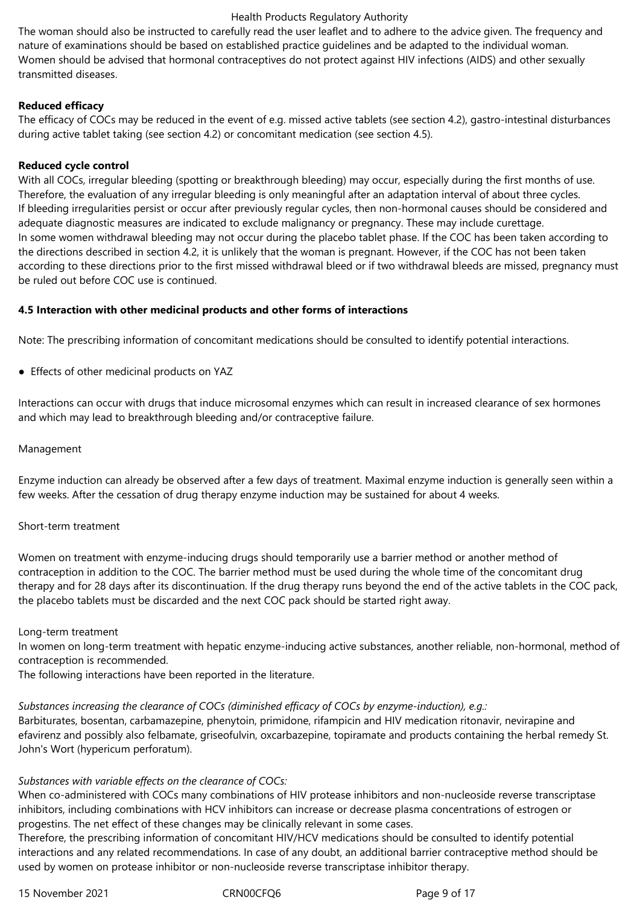The woman should also be instructed to carefully read the user leaflet and to adhere to the advice given. The frequency and nature of examinations should be based on established practice guidelines and be adapted to the individual woman.
Women should be advised that hormonal contraceptives do not protect against HIV infections (AIDS) and other sexually transmitted diseases.

**Reduced efficacy**

The efficacy of COCs may be reduced in the event of e.g. missed active tablets (see section 4.2), gastro-intestinal disturbances during active tablet taking (see section 4.2) or concomitant medication (see section 4.5).

**Reduced cycle control**

With all COCs, irregular bleeding (spotting or breakthrough bleeding) may occur, especially during the first months of use. Therefore, the evaluation of any irregular bleeding is only meaningful after an adaptation interval of about three cycles.
If bleeding irregularities persist or occur after previously regular cycles, then non-hormonal causes should be considered and adequate diagnostic measures are indicated to exclude malignancy or pregnancy. These may include curettage.
In some women withdrawal bleeding may not occur during the placebo tablet phase. If the COC has been taken according to the directions described in section 4.2, it is unlikely that the woman is pregnant. However, if the COC has not been taken according to these directions prior to the first missed withdrawal bleed or if two withdrawal bleeds are missed, pregnancy must be ruled out before COC use is continued.

**4.5 Interaction with other medicinal products and other forms of interactions**

Note: The prescribing information of concomitant medications should be consulted to identify potential interactions.

- Effects of other medicinal products on YAZ

Interactions can occur with drugs that induce microsomal enzymes which can result in increased clearance of sex hormones and which may lead to breakthrough bleeding and/or contraceptive failure.

Management

Enzyme induction can already be observed after a few days of treatment. Maximal enzyme induction is generally seen within a few weeks. After the cessation of drug therapy enzyme induction may be sustained for about 4 weeks.

Short-term treatment

Women on treatment with enzyme-inducing drugs should temporarily use a barrier method or another method of contraception in addition to the COC. The barrier method must be used during the whole time of the concomitant drug therapy and for 28 days after its discontinuation. If the drug therapy runs beyond the end of the active tablets in the COC pack, the placebo tablets must be discarded and the next COC pack should be started right away.

Long-term treatment

In women on long-term treatment with hepatic enzyme-inducing active substances, another reliable, non-hormonal, method of contraception is recommended.
The following interactions have been reported in the literature.

*Substances increasing the clearance of COCs (diminished efficacy of COCs by enzyme-induction), e.g.:*
Barbiturates, bosentan, carbamazepine, phenytoin, primidone, rifampicin and HIV medication ritonavir, nevirapine and efavirenz and possibly also felbamate, griseofulvin, oxcarbazepine, topiramate and products containing the herbal remedy St. John's Wort (hypericum perforatum).

*Substances with variable effects on the clearance of COCs:*
When co-administered with COCs many combinations of HIV protease inhibitors and non-nucleoside reverse transcriptase inhibitors, including combinations with HCV inhibitors can increase or decrease plasma concentrations of estrogen or progestins. The net effect of these changes may be clinically relevant in some cases.
Therefore, the prescribing information of concomitant HIV/HCV medications should be consulted to identify potential interactions and any related recommendations. In case of any doubt, an additional barrier contraceptive method should be used by women on protease inhibitor or non-nucleoside reverse transcriptase inhibitor therapy.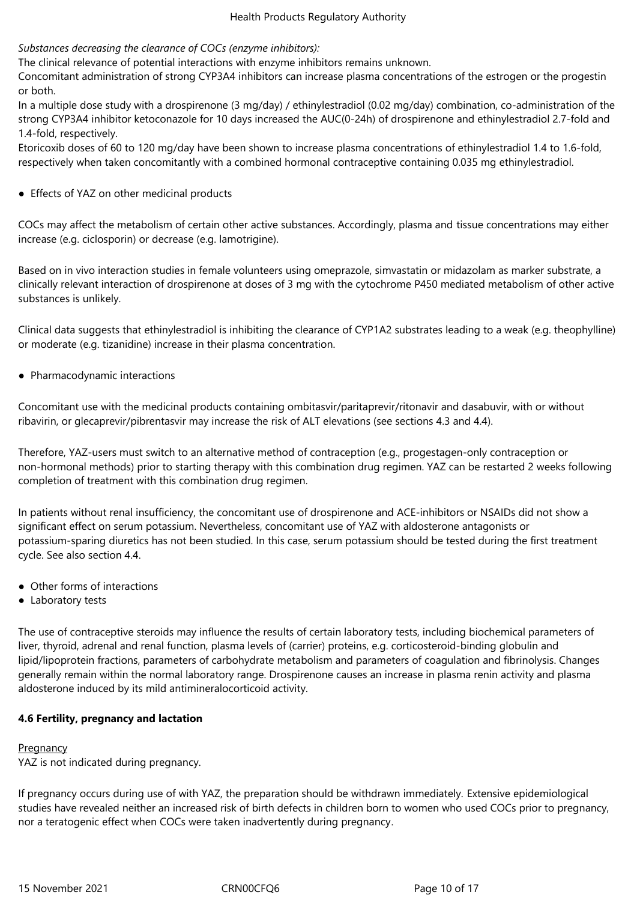*Substances decreasing the clearance of COCs (enzyme inhibitors):*

The clinical relevance of potential interactions with enzyme inhibitors remains unknown.

Concomitant administration of strong CYP3A4 inhibitors can increase plasma concentrations of the estrogen or the progestin or both.

In a multiple dose study with a drospirenone (3 mg/day) / ethinylestradiol (0.02 mg/day) combination, co-administration of the strong CYP3A4 inhibitor ketoconazole for 10 days increased the AUC(0-24h) of drospirenone and ethinylestradiol 2.7-fold and 1.4-fold, respectively.

Etoricoxib doses of 60 to 120 mg/day have been shown to increase plasma concentrations of ethinylestradiol 1.4 to 1.6-fold, respectively when taken concomitantly with a combined hormonal contraceptive containing 0.035 mg ethinylestradiol.

- Effects of YAZ on other medicinal products

COCs may affect the metabolism of certain other active substances. Accordingly, plasma and tissue concentrations may either increase (e.g. ciclosporin) or decrease (e.g. lamotrigine).

Based on in vivo interaction studies in female volunteers using omeprazole, simvastatin or midazolam as marker substrate, a clinically relevant interaction of drospirenone at doses of 3 mg with the cytochrome P450 mediated metabolism of other active substances is unlikely.

Clinical data suggests that ethinylestradiol is inhibiting the clearance of CYP1A2 substrates leading to a weak (e.g. theophylline) or moderate (e.g. tizanidine) increase in their plasma concentration.

- Pharmacodynamic interactions

Concomitant use with the medicinal products containing ombitasvir/paritaprevir/ritonavir and dasabuvir, with or without ribavirin, or glecaprevir/pibrentasvir may increase the risk of ALT elevations (see sections 4.3 and 4.4).

Therefore, YAZ-users must switch to an alternative method of contraception (e.g., progestagen-only contraception or non-hormonal methods) prior to starting therapy with this combination drug regimen. YAZ can be restarted 2 weeks following completion of treatment with this combination drug regimen.

In patients without renal insufficiency, the concomitant use of drospirenone and ACE-inhibitors or NSAIDs did not show a significant effect on serum potassium. Nevertheless, concomitant use of YAZ with aldosterone antagonists or potassium-sparing diuretics has not been studied. In this case, serum potassium should be tested during the first treatment cycle. See also section 4.4.

- Other forms of interactions
- Laboratory tests

The use of contraceptive steroids may influence the results of certain laboratory tests, including biochemical parameters of liver, thyroid, adrenal and renal function, plasma levels of (carrier) proteins, e.g. corticosteroid-binding globulin and lipid/lipoprotein fractions, parameters of carbohydrate metabolism and parameters of coagulation and fibrinolysis. Changes generally remain within the normal laboratory range. Drospirenone causes an increase in plasma renin activity and plasma aldosterone induced by its mild antimineralocorticoid activity.

**4.6 Fertility, pregnancy and lactation**

Pregnancy

YAZ is not indicated during pregnancy.

If pregnancy occurs during use of with YAZ, the preparation should be withdrawn immediately. Extensive epidemiological studies have revealed neither an increased risk of birth defects in children born to women who used COCs prior to pregnancy, nor a teratogenic effect when COCs were taken inadvertently during pregnancy.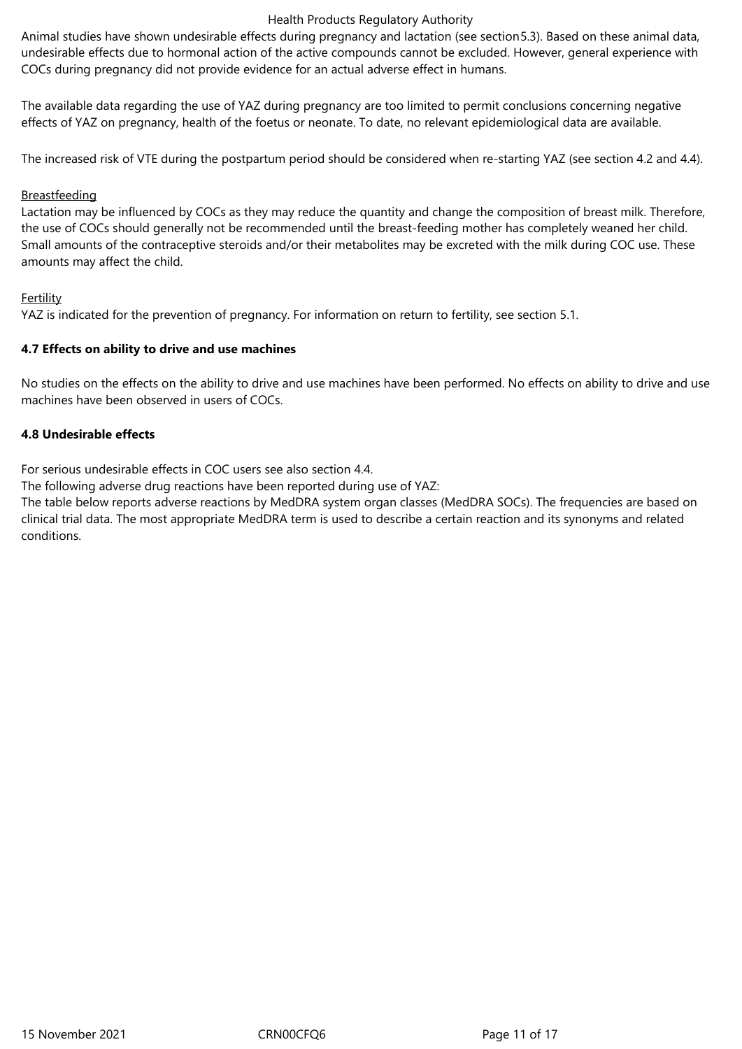Animal studies have shown undesirable effects during pregnancy and lactation (see section5.3). Based on these animal data, undesirable effects due to hormonal action of the active compounds cannot be excluded. However, general experience with COCs during pregnancy did not provide evidence for an actual adverse effect in humans.

The available data regarding the use of YAZ during pregnancy are too limited to permit conclusions concerning negative effects of YAZ on pregnancy, health of the foetus or neonate. To date, no relevant epidemiological data are available.

The increased risk of VTE during the postpartum period should be considered when re-starting YAZ (see section 4.2 and 4.4).

Breastfeeding

Lactation may be influenced by COCs as they may reduce the quantity and change the composition of breast milk. Therefore, the use of COCs should generally not be recommended until the breast-feeding mother has completely weaned her child. Small amounts of the contraceptive steroids and/or their metabolites may be excreted with the milk during COC use. These amounts may affect the child.

Fertility

YAZ is indicated for the prevention of pregnancy. For information on return to fertility, see section 5.1.

### 4.7 Effects on ability to drive and use machines

No studies on the effects on the ability to drive and use machines have been performed. No effects on ability to drive and use machines have been observed in users of COCs.

### 4.8 Undesirable effects

For serious undesirable effects in COC users see also section 4.4.

The following adverse drug reactions have been reported during use of YAZ:

The table below reports adverse reactions by MedDRA system organ classes (MedDRA SOCs). The frequencies are based on clinical trial data. The most appropriate MedDRA term is used to describe a certain reaction and its synonyms and related conditions.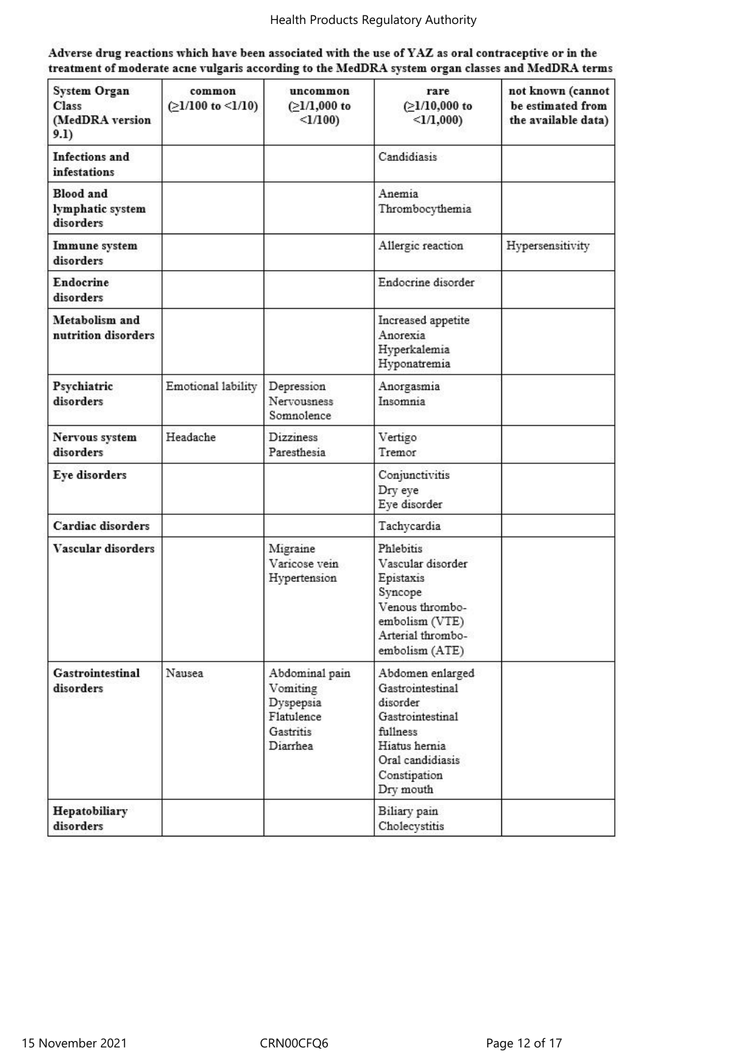**Adverse drug reactions which have been associated with the use of YAZ as oral contraceptive or in the treatment of moderate acne vulgaris according to the MedDRA system organ classes and MedDRA terms**

| System Organ Class (MedDRA version 9.1) | common (≥1/100 to <1/10) | uncommon (≥1/1,000 to <1/100) | rare (≥1/10,000 to <1/1,000) | not known (cannot be estimated from the available data) |
|---|---|---|---|---|
| **Infections and infestations** | | | Candidiasis | |
| **Blood and lymphatic system disorders** | | | Anemia<br>Thrombocythemia | |
| **Immune system disorders** | | | Allergic reaction | Hypersensitivity |
| **Endocrine disorders** | | | Endocrine disorder | |
| **Metabolism and nutrition disorders** | | | Increased appetite<br>Anorexia<br>Hyperkalemia<br>Hyponatremia | |
| **Psychiatric disorders** | Emotional lability | Depression<br>Nervousness<br>Somnolence | Anorgasmia<br>Insomnia | |
| **Nervous system disorders** | Headache | Dizziness<br>Paresthesia | Vertigo<br>Tremor | |
| **Eye disorders** | | | Conjunctivitis<br>Dry eye<br>Eye disorder | |
| **Cardiac disorders** | | | Tachycardia | |
| **Vascular disorders** | | Migraine<br>Varicose vein<br>Hypertension | Phlebitis<br>Vascular disorder<br>Epistaxis<br>Syncope<br>Venous thrombo-embolism (VTE)<br>Arterial thrombo-embolism (ATE) | |
| **Gastrointestinal disorders** | Nausea | Abdominal pain<br>Vomiting<br>Dyspepsia<br>Flatulence<br>Gastritis<br>Diarrhea | Abdomen enlarged<br>Gastrointestinal disorder<br>Gastrointestinal fullness<br>Hiatus hernia<br>Oral candidiasis<br>Constipation<br>Dry mouth | |
| **Hepatobiliary disorders** | | | Biliary pain<br>Cholecystitis | |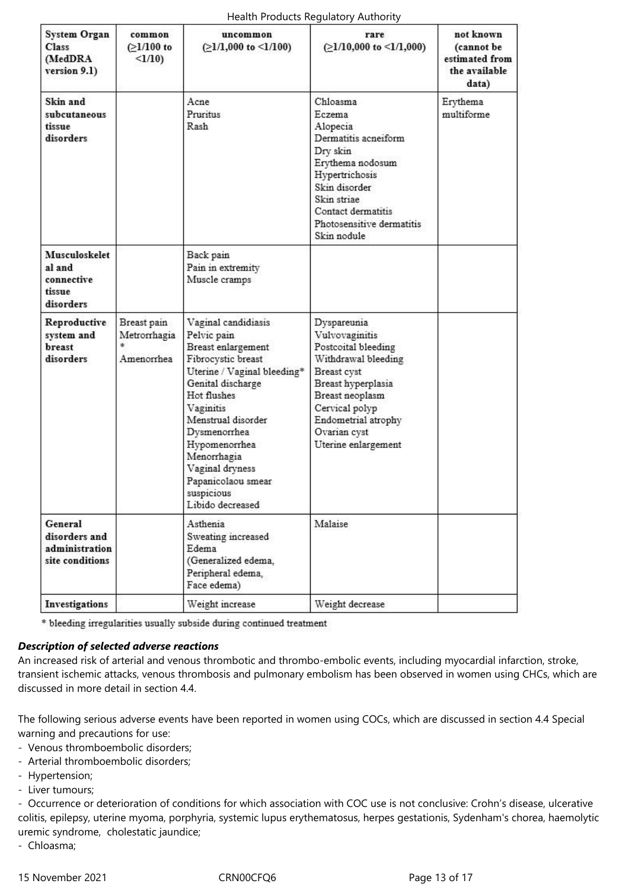| System Organ Class (MedDRA version 9.1) | common (≥1/100 to <1/10) | uncommon (≥1/1,000 to <1/100) | rare (≥1/10,000 to <1/1,000) | not known (cannot be estimated from the available data) |
|---|---|---|---|---|
| Skin and subcutaneous tissue disorders | | Acne<br>Pruritus<br>Rash | Chloasma<br>Eczema<br>Alopecia<br>Dermatitis acneiform<br>Dry skin<br>Erythema nodosum<br>Hypertrichosis<br>Skin disorder<br>Skin striae<br>Contact dermatitis<br>Photosensitive dermatitis<br>Skin nodule | Erythema multiforme |
| Musculoskeletal and connective tissue disorders | | Back pain<br>Pain in extremity<br>Muscle cramps | | |
| Reproductive system and breast disorders | Breast pain<br>Metrorrhagia*<br>Amenorrhea | Vaginal candidiasis<br>Pelvic pain<br>Breast enlargement<br>Fibrocystic breast<br>Uterine / Vaginal bleeding*<br>Genital discharge<br>Hot flushes<br>Vaginitis<br>Menstrual disorder<br>Dysmenorrhea<br>Hypomenorrhea<br>Menorrhagia<br>Vaginal dryness<br>Papanicolaou smear suspicious<br>Libido decreased | Dyspareunia<br>Vulvovaginitis<br>Postcoital bleeding<br>Withdrawal bleeding<br>Breast cyst<br>Breast hyperplasia<br>Breast neoplasm<br>Cervical polyp<br>Endometrial atrophy<br>Ovarian cyst<br>Uterine enlargement | |
| General disorders and administration site conditions | | Asthenia<br>Sweating increased<br>Edema<br>(Generalized edema, Peripheral edema, Face edema) | Malaise | |
| Investigations | | Weight increase | Weight decrease | |

* bleeding irregularities usually subside during continued treatment

***Description of selected adverse reactions***

An increased risk of arterial and venous thrombotic and thrombo-embolic events, including myocardial infarction, stroke, transient ischemic attacks, venous thrombosis and pulmonary embolism has been observed in women using CHCs, which are discussed in more detail in section 4.4.

The following serious adverse events have been reported in women using COCs, which are discussed in section 4.4 Special warning and precautions for use:

- Venous thromboembolic disorders;
- Arterial thromboembolic disorders;
- Hypertension;
- Liver tumours;
- Occurrence or deterioration of conditions for which association with COC use is not conclusive: Crohn's disease, ulcerative colitis, epilepsy, uterine myoma, porphyria, systemic lupus erythematosus, herpes gestationis, Sydenham's chorea, haemolytic uremic syndrome, cholestatic jaundice;
- Chloasma;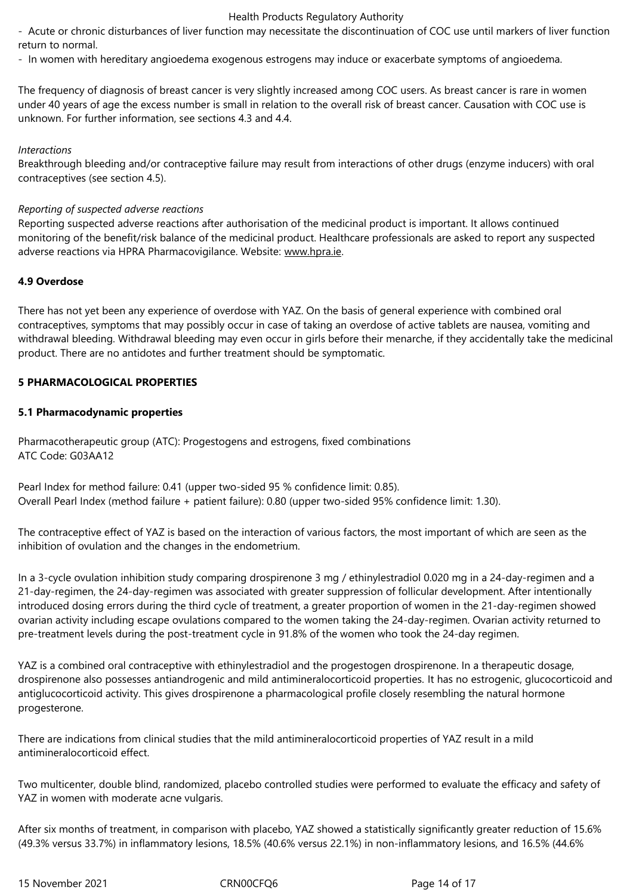- Acute or chronic disturbances of liver function may necessitate the discontinuation of COC use until markers of liver function return to normal.
- In women with hereditary angioedema exogenous estrogens may induce or exacerbate symptoms of angioedema.

The frequency of diagnosis of breast cancer is very slightly increased among COC users. As breast cancer is rare in women under 40 years of age the excess number is small in relation to the overall risk of breast cancer. Causation with COC use is unknown. For further information, see sections 4.3 and 4.4.

*Interactions*

Breakthrough bleeding and/or contraceptive failure may result from interactions of other drugs (enzyme inducers) with oral contraceptives (see section 4.5).

*Reporting of suspected adverse reactions*

Reporting suspected adverse reactions after authorisation of the medicinal product is important. It allows continued monitoring of the benefit/risk balance of the medicinal product. Healthcare professionals are asked to report any suspected adverse reactions via HPRA Pharmacovigilance. Website: www.hpra.ie.

### 4.9 Overdose

There has not yet been any experience of overdose with YAZ. On the basis of general experience with combined oral contraceptives, symptoms that may possibly occur in case of taking an overdose of active tablets are nausea, vomiting and withdrawal bleeding. Withdrawal bleeding may even occur in girls before their menarche, if they accidentally take the medicinal product. There are no antidotes and further treatment should be symptomatic.

## 5 PHARMACOLOGICAL PROPERTIES

### 5.1 Pharmacodynamic properties

Pharmacotherapeutic group (ATC): Progestogens and estrogens, fixed combinations
ATC Code: G03AA12

Pearl Index for method failure: 0.41 (upper two-sided 95 % confidence limit: 0.85).
Overall Pearl Index (method failure + patient failure): 0.80 (upper two-sided 95% confidence limit: 1.30).

The contraceptive effect of YAZ is based on the interaction of various factors, the most important of which are seen as the inhibition of ovulation and the changes in the endometrium.

In a 3-cycle ovulation inhibition study comparing drospirenone 3 mg / ethinylestradiol 0.020 mg in a 24-day-regimen and a 21-day-regimen, the 24-day-regimen was associated with greater suppression of follicular development. After intentionally introduced dosing errors during the third cycle of treatment, a greater proportion of women in the 21-day-regimen showed ovarian activity including escape ovulations compared to the women taking the 24-day-regimen. Ovarian activity returned to pre-treatment levels during the post-treatment cycle in 91.8% of the women who took the 24-day regimen.

YAZ is a combined oral contraceptive with ethinylestradiol and the progestogen drospirenone. In a therapeutic dosage, drospirenone also possesses antiandrogenic and mild antimineralocorticoid properties. It has no estrogenic, glucocorticoid and antiglucocorticoid activity. This gives drospirenone a pharmacological profile closely resembling the natural hormone progesterone.

There are indications from clinical studies that the mild antimineralocorticoid properties of YAZ result in a mild antimineralocorticoid effect.

Two multicenter, double blind, randomized, placebo controlled studies were performed to evaluate the efficacy and safety of YAZ in women with moderate acne vulgaris.

After six months of treatment, in comparison with placebo, YAZ showed a statistically significantly greater reduction of 15.6% (49.3% versus 33.7%) in inflammatory lesions, 18.5% (40.6% versus 22.1%) in non-inflammatory lesions, and 16.5% (44.6%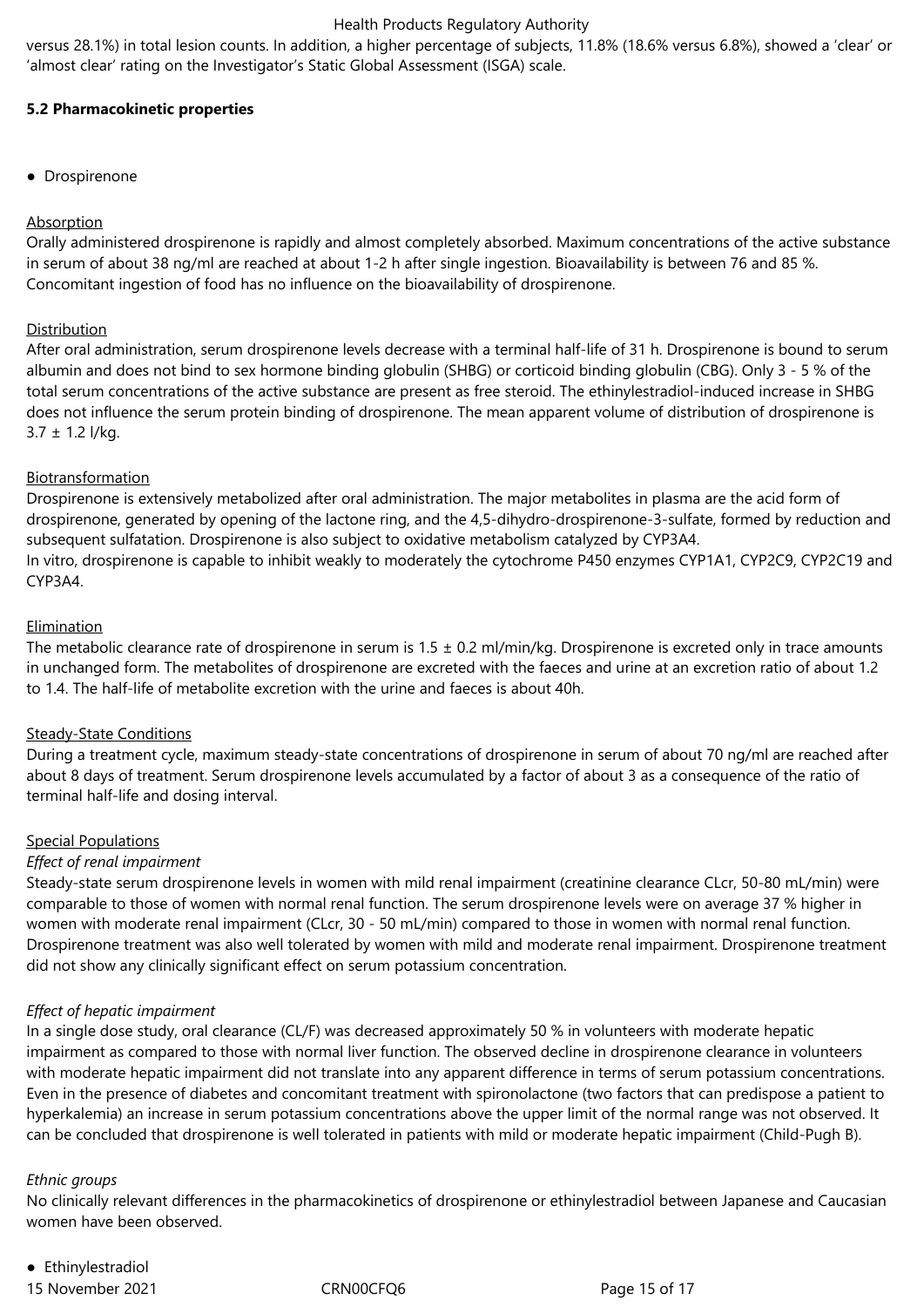versus 28.1%) in total lesion counts. In addition, a higher percentage of subjects, 11.8% (18.6% versus 6.8%), showed a 'clear' or 'almost clear' rating on the Investigator's Static Global Assessment (ISGA) scale.

**5.2 Pharmacokinetic properties**

- Drospirenone

Absorption

Orally administered drospirenone is rapidly and almost completely absorbed. Maximum concentrations of the active substance in serum of about 38 ng/ml are reached at about 1-2 h after single ingestion. Bioavailability is between 76 and 85 %. Concomitant ingestion of food has no influence on the bioavailability of drospirenone.

Distribution

After oral administration, serum drospirenone levels decrease with a terminal half-life of 31 h. Drospirenone is bound to serum albumin and does not bind to sex hormone binding globulin (SHBG) or corticoid binding globulin (CBG). Only 3 - 5 % of the total serum concentrations of the active substance are present as free steroid. The ethinylestradiol-induced increase in SHBG does not influence the serum protein binding of drospirenone. The mean apparent volume of distribution of drospirenone is 3.7 ± 1.2 l/kg.

Biotransformation

Drospirenone is extensively metabolized after oral administration. The major metabolites in plasma are the acid form of drospirenone, generated by opening of the lactone ring, and the 4,5-dihydro-drospirenone-3-sulfate, formed by reduction and subsequent sulfatation. Drospirenone is also subject to oxidative metabolism catalyzed by CYP3A4.
In vitro, drospirenone is capable to inhibit weakly to moderately the cytochrome P450 enzymes CYP1A1, CYP2C9, CYP2C19 and CYP3A4.

Elimination

The metabolic clearance rate of drospirenone in serum is 1.5 ± 0.2 ml/min/kg. Drospirenone is excreted only in trace amounts in unchanged form. The metabolites of drospirenone are excreted with the faeces and urine at an excretion ratio of about 1.2 to 1.4. The half-life of metabolite excretion with the urine and faeces is about 40h.

Steady-State Conditions

During a treatment cycle, maximum steady-state concentrations of drospirenone in serum of about 70 ng/ml are reached after about 8 days of treatment. Serum drospirenone levels accumulated by a factor of about 3 as a consequence of the ratio of terminal half-life and dosing interval.

Special Populations

*Effect of renal impairment*

Steady-state serum drospirenone levels in women with mild renal impairment (creatinine clearance CLcr, 50-80 mL/min) were comparable to those of women with normal renal function. The serum drospirenone levels were on average 37 % higher in women with moderate renal impairment (CLcr, 30 - 50 mL/min) compared to those in women with normal renal function. Drospirenone treatment was also well tolerated by women with mild and moderate renal impairment. Drospirenone treatment did not show any clinically significant effect on serum potassium concentration.

*Effect of hepatic impairment*

In a single dose study, oral clearance (CL/F) was decreased approximately 50 % in volunteers with moderate hepatic impairment as compared to those with normal liver function. The observed decline in drospirenone clearance in volunteers with moderate hepatic impairment did not translate into any apparent difference in terms of serum potassium concentrations. Even in the presence of diabetes and concomitant treatment with spironolactone (two factors that can predispose a patient to hyperkalemia) an increase in serum potassium concentrations above the upper limit of the normal range was not observed. It can be concluded that drospirenone is well tolerated in patients with mild or moderate hepatic impairment (Child-Pugh B).

*Ethnic groups*

No clinically relevant differences in the pharmacokinetics of drospirenone or ethinylestradiol between Japanese and Caucasian women have been observed.

- Ethinylestradiol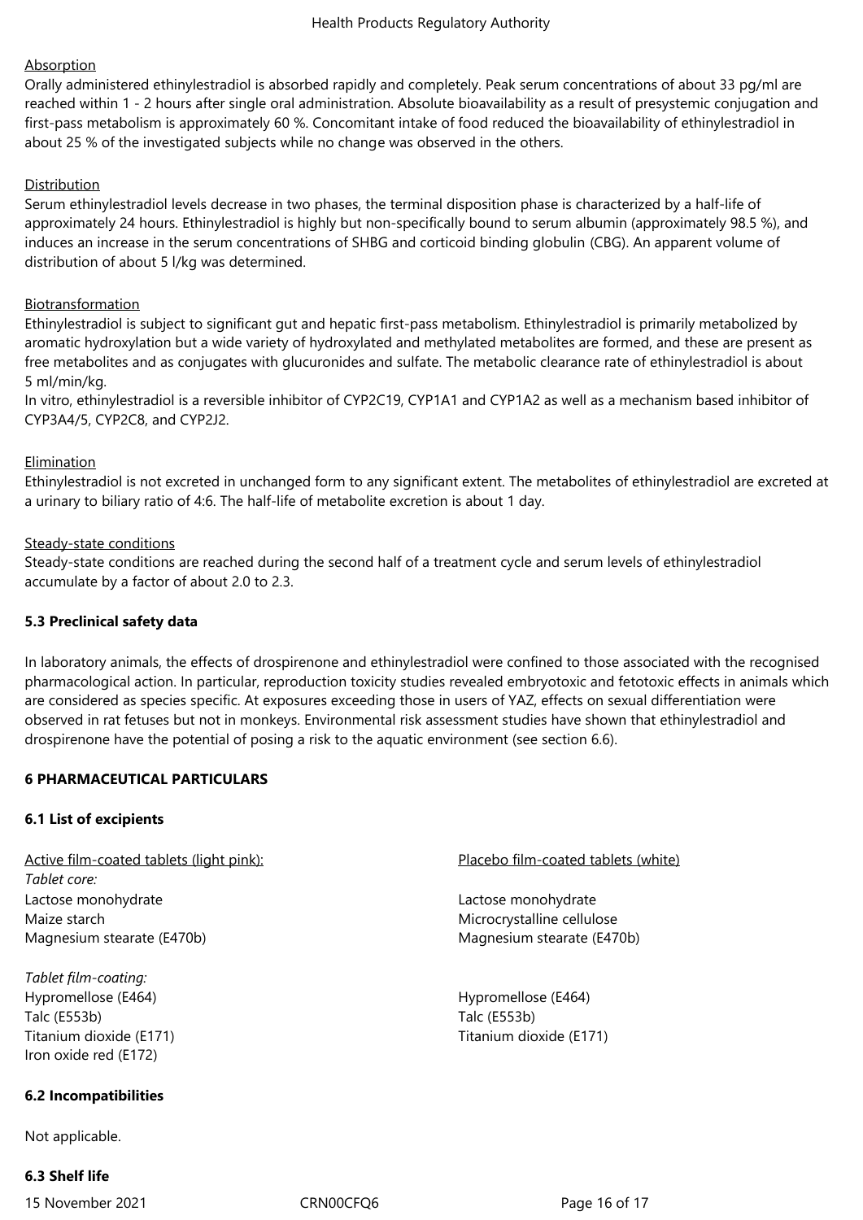Absorption

Orally administered ethinylestradiol is absorbed rapidly and completely. Peak serum concentrations of about 33 pg/ml are reached within 1 - 2 hours after single oral administration. Absolute bioavailability as a result of presystemic conjugation and first-pass metabolism is approximately 60 %. Concomitant intake of food reduced the bioavailability of ethinylestradiol in about 25 % of the investigated subjects while no change was observed in the others.

Distribution

Serum ethinylestradiol levels decrease in two phases, the terminal disposition phase is characterized by a half-life of approximately 24 hours. Ethinylestradiol is highly but non-specifically bound to serum albumin (approximately 98.5 %), and induces an increase in the serum concentrations of SHBG and corticoid binding globulin (CBG). An apparent volume of distribution of about 5 l/kg was determined.

Biotransformation

Ethinylestradiol is subject to significant gut and hepatic first-pass metabolism. Ethinylestradiol is primarily metabolized by aromatic hydroxylation but a wide variety of hydroxylated and methylated metabolites are formed, and these are present as free metabolites and as conjugates with glucuronides and sulfate. The metabolic clearance rate of ethinylestradiol is about 5 ml/min/kg.

In vitro, ethinylestradiol is a reversible inhibitor of CYP2C19, CYP1A1 and CYP1A2 as well as a mechanism based inhibitor of CYP3A4/5, CYP2C8, and CYP2J2.

Elimination

Ethinylestradiol is not excreted in unchanged form to any significant extent. The metabolites of ethinylestradiol are excreted at a urinary to biliary ratio of 4:6. The half-life of metabolite excretion is about 1 day.

Steady-state conditions

Steady-state conditions are reached during the second half of a treatment cycle and serum levels of ethinylestradiol accumulate by a factor of about 2.0 to 2.3.

**5.3 Preclinical safety data**

In laboratory animals, the effects of drospirenone and ethinylestradiol were confined to those associated with the recognised pharmacological action. In particular, reproduction toxicity studies revealed embryotoxic and fetotoxic effects in animals which are considered as species specific. At exposures exceeding those in users of YAZ, effects on sexual differentiation were observed in rat fetuses but not in monkeys. Environmental risk assessment studies have shown that ethinylestradiol and drospirenone have the potential of posing a risk to the aquatic environment (see section 6.6).

**6 PHARMACEUTICAL PARTICULARS**

**6.1 List of excipients**

Active film-coated tablets (light pink):

*Tablet core:*
Lactose monohydrate
Maize starch
Magnesium stearate (E470b)

*Tablet film-coating:*
Hypromellose (E464)
Talc (E553b)
Titanium dioxide (E171)
Iron oxide red (E172)

Placebo film-coated tablets (white)

Lactose monohydrate
Microcrystalline cellulose
Magnesium stearate (E470b)

Hypromellose (E464)
Talc (E553b)
Titanium dioxide (E171)

**6.2 Incompatibilities**

Not applicable.

**6.3 Shelf life**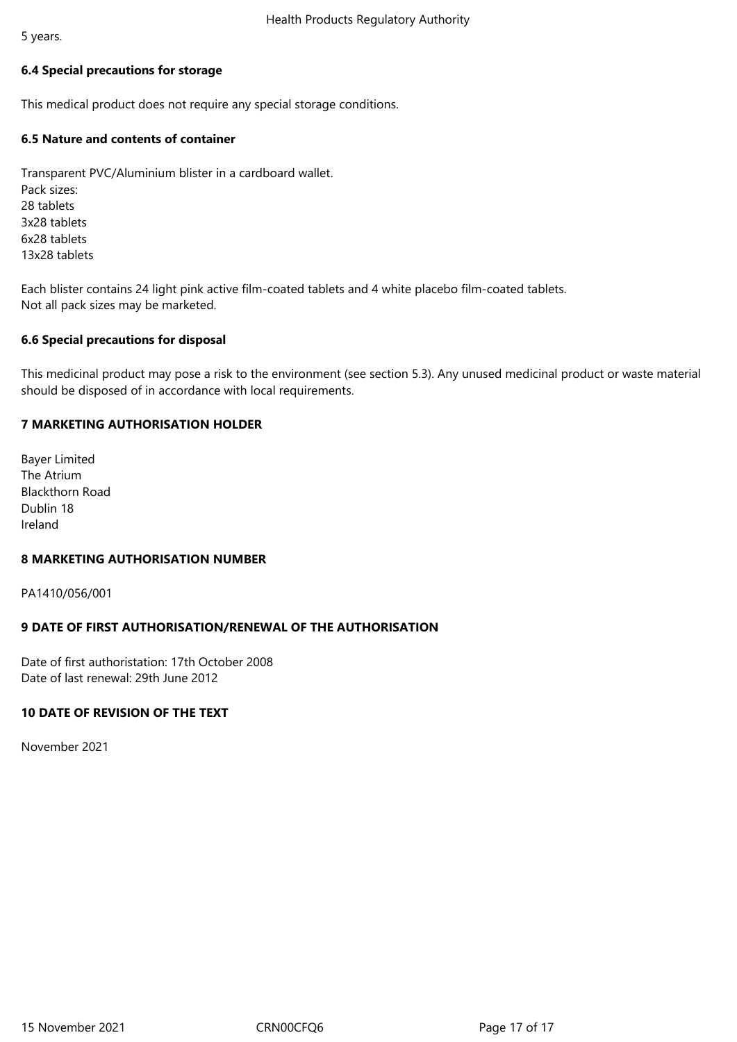5 years.

### 6.4 Special precautions for storage

This medical product does not require any special storage conditions.

### 6.5 Nature and contents of container

Transparent PVC/Aluminium blister in a cardboard wallet.
Pack sizes:
28 tablets
3x28 tablets
6x28 tablets
13x28 tablets

Each blister contains 24 light pink active film-coated tablets and 4 white placebo film-coated tablets.
Not all pack sizes may be marketed.

### 6.6 Special precautions for disposal

This medicinal product may pose a risk to the environment (see section 5.3). Any unused medicinal product or waste material should be disposed of in accordance with local requirements.

## 7 MARKETING AUTHORISATION HOLDER

Bayer Limited
The Atrium
Blackthorn Road
Dublin 18
Ireland

## 8 MARKETING AUTHORISATION NUMBER

PA1410/056/001

## 9 DATE OF FIRST AUTHORISATION/RENEWAL OF THE AUTHORISATION

Date of first authoristation: 17th October 2008
Date of last renewal: 29th June 2012

## 10 DATE OF REVISION OF THE TEXT

November 2021